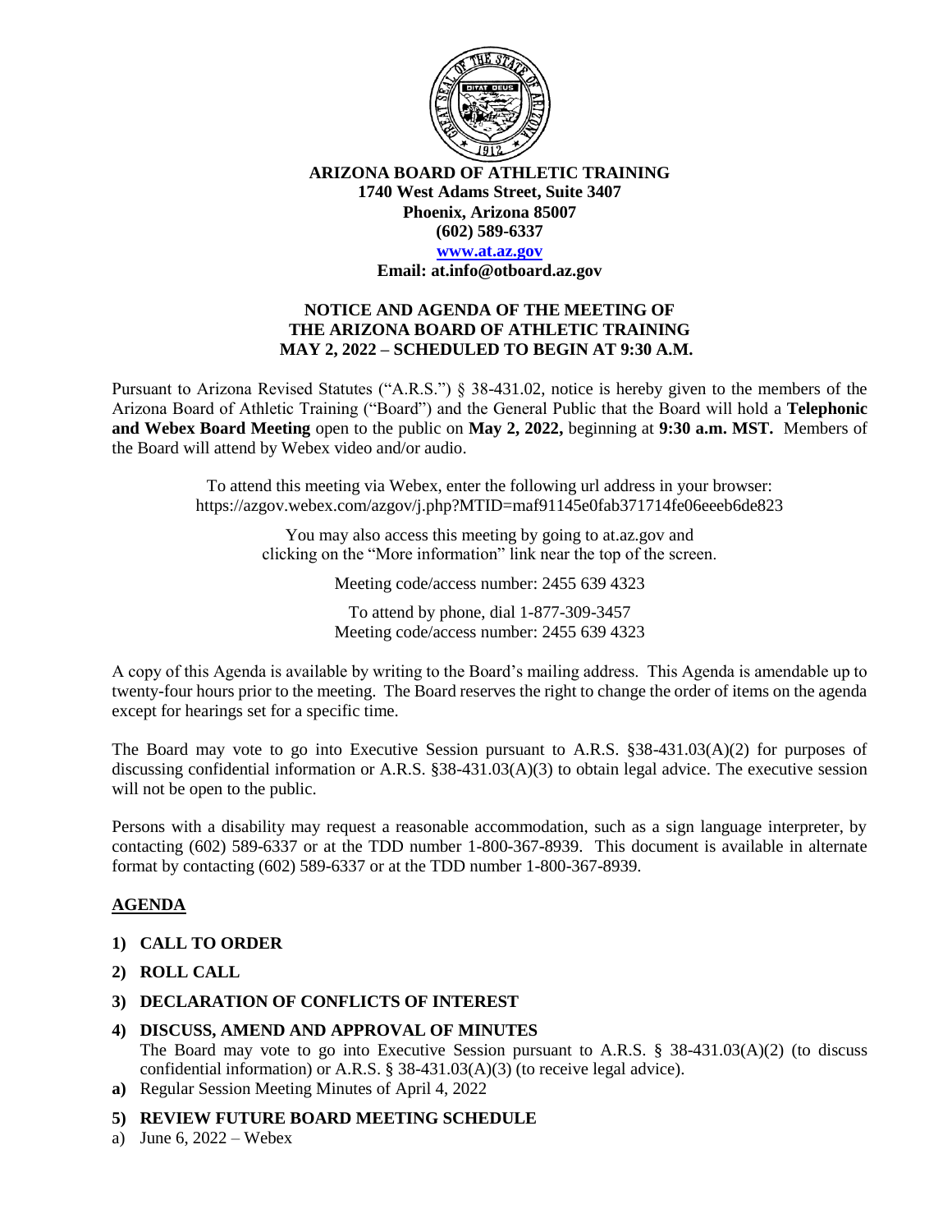**ARIZONA BOARD OF ATHLETIC TRAINING**
**1740 West Adams Street, Suite 3407**
**Phoenix, Arizona 85007**
**(602) 589-6337**
**www.at.az.gov**
**Email: at.info@otboard.az.gov**

## NOTICE AND AGENDA OF THE MEETING OF THE ARIZONA BOARD OF ATHLETIC TRAINING MAY 2, 2022 – SCHEDULED TO BEGIN AT 9:30 A.M.

Pursuant to Arizona Revised Statutes ("A.R.S.") § 38-431.02, notice is hereby given to the members of the Arizona Board of Athletic Training ("Board") and the General Public that the Board will hold a **Telephonic and Webex Board Meeting** open to the public on **May 2, 2022,** beginning at **9:30 a.m. MST.** Members of the Board will attend by Webex video and/or audio.

To attend this meeting via Webex, enter the following url address in your browser:
https://azgov.webex.com/azgov/j.php?MTID=maf91145e0fab371714fe06eeeb6de823

You may also access this meeting by going to at.az.gov and clicking on the "More information" link near the top of the screen.

Meeting code/access number: 2455 639 4323

To attend by phone, dial 1-877-309-3457
Meeting code/access number: 2455 639 4323

A copy of this Agenda is available by writing to the Board's mailing address. This Agenda is amendable up to twenty-four hours prior to the meeting. The Board reserves the right to change the order of items on the agenda except for hearings set for a specific time.

The Board may vote to go into Executive Session pursuant to A.R.S. §38-431.03(A)(2) for purposes of discussing confidential information or A.R.S. §38-431.03(A)(3) to obtain legal advice. The executive session will not be open to the public.

Persons with a disability may request a reasonable accommodation, such as a sign language interpreter, by contacting (602) 589-6337 or at the TDD number 1-800-367-8939. This document is available in alternate format by contacting (602) 589-6337 or at the TDD number 1-800-367-8939.

## AGENDA

**1) CALL TO ORDER**

**2) ROLL CALL**

**3) DECLARATION OF CONFLICTS OF INTEREST**

**4) DISCUSS, AMEND AND APPROVAL OF MINUTES**

The Board may vote to go into Executive Session pursuant to A.R.S. § 38-431.03(A)(2) (to discuss confidential information) or A.R.S. § 38-431.03(A)(3) (to receive legal advice).

**a)** Regular Session Meeting Minutes of April 4, 2022

**5) REVIEW FUTURE BOARD MEETING SCHEDULE**

a) June 6, 2022 – Webex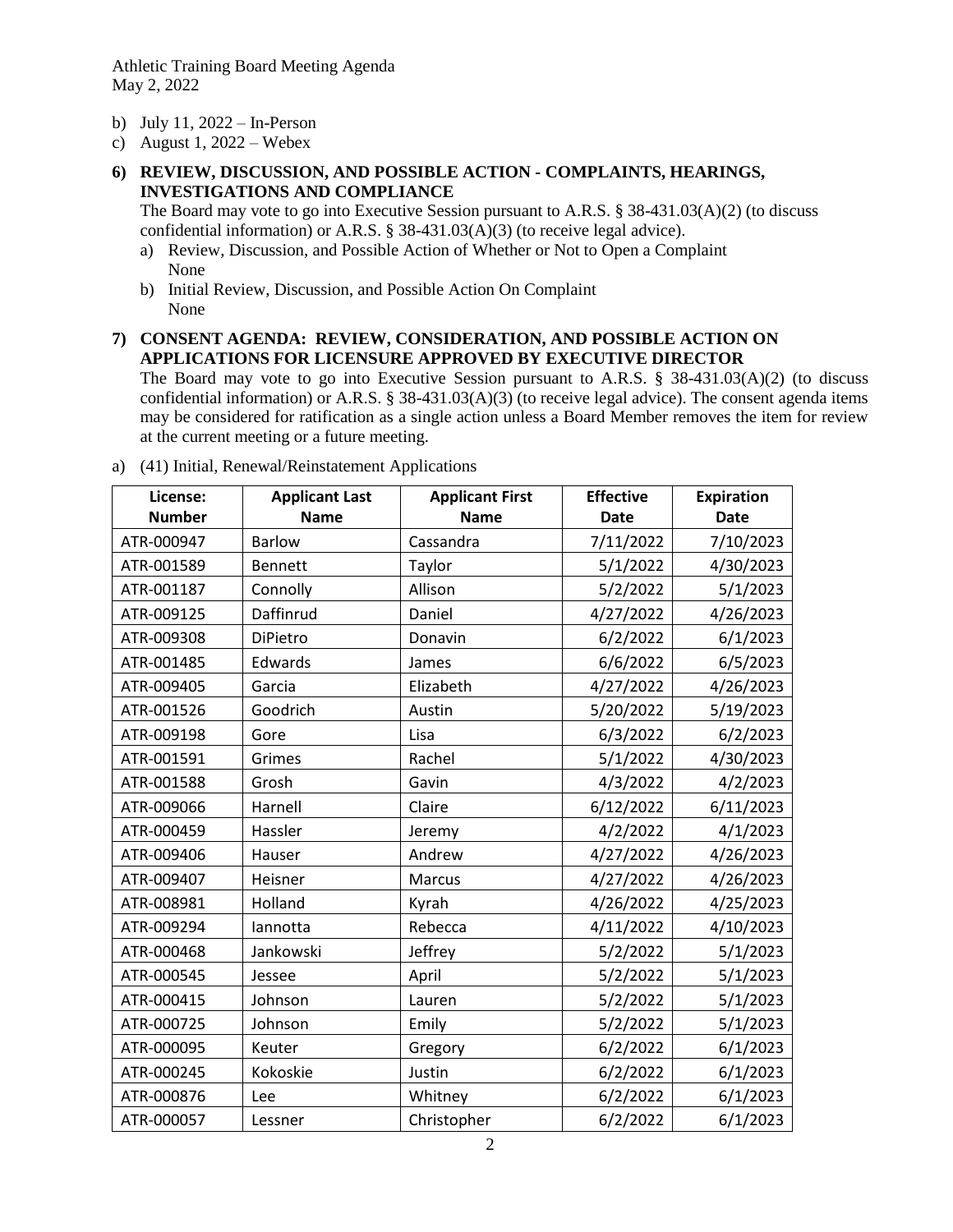b) July 11, 2022 – In-Person
c) August 1, 2022 – Webex

**6) REVIEW, DISCUSSION, AND POSSIBLE ACTION - COMPLAINTS, HEARINGS, INVESTIGATIONS AND COMPLIANCE**

The Board may vote to go into Executive Session pursuant to A.R.S. § 38-431.03(A)(2) (to discuss confidential information) or A.R.S. § 38-431.03(A)(3) (to receive legal advice).

a) Review, Discussion, and Possible Action of Whether or Not to Open a Complaint
   None
b) Initial Review, Discussion, and Possible Action On Complaint
   None

**7) CONSENT AGENDA: REVIEW, CONSIDERATION, AND POSSIBLE ACTION ON APPLICATIONS FOR LICENSURE APPROVED BY EXECUTIVE DIRECTOR**

The Board may vote to go into Executive Session pursuant to A.R.S. § 38-431.03(A)(2) (to discuss confidential information) or A.R.S. § 38-431.03(A)(3) (to receive legal advice). The consent agenda items may be considered for ratification as a single action unless a Board Member removes the item for review at the current meeting or a future meeting.

a) (41) Initial, Renewal/Reinstatement Applications

| License: Number | Applicant Last Name | Applicant First Name | Effective Date | Expiration Date |
|---|---|---|---|---|
| ATR-000947 | Barlow | Cassandra | 7/11/2022 | 7/10/2023 |
| ATR-001589 | Bennett | Taylor | 5/1/2022 | 4/30/2023 |
| ATR-001187 | Connolly | Allison | 5/2/2022 | 5/1/2023 |
| ATR-009125 | Daffinrud | Daniel | 4/27/2022 | 4/26/2023 |
| ATR-009308 | DiPietro | Donavin | 6/2/2022 | 6/1/2023 |
| ATR-001485 | Edwards | James | 6/6/2022 | 6/5/2023 |
| ATR-009405 | Garcia | Elizabeth | 4/27/2022 | 4/26/2023 |
| ATR-001526 | Goodrich | Austin | 5/20/2022 | 5/19/2023 |
| ATR-009198 | Gore | Lisa | 6/3/2022 | 6/2/2023 |
| ATR-001591 | Grimes | Rachel | 5/1/2022 | 4/30/2023 |
| ATR-001588 | Grosh | Gavin | 4/3/2022 | 4/2/2023 |
| ATR-009066 | Harnell | Claire | 6/12/2022 | 6/11/2023 |
| ATR-000459 | Hassler | Jeremy | 4/2/2022 | 4/1/2023 |
| ATR-009406 | Hauser | Andrew | 4/27/2022 | 4/26/2023 |
| ATR-009407 | Heisner | Marcus | 4/27/2022 | 4/26/2023 |
| ATR-008981 | Holland | Kyrah | 4/26/2022 | 4/25/2023 |
| ATR-009294 | Iannotta | Rebecca | 4/11/2022 | 4/10/2023 |
| ATR-000468 | Jankowski | Jeffrey | 5/2/2022 | 5/1/2023 |
| ATR-000545 | Jessee | April | 5/2/2022 | 5/1/2023 |
| ATR-000415 | Johnson | Lauren | 5/2/2022 | 5/1/2023 |
| ATR-000725 | Johnson | Emily | 5/2/2022 | 5/1/2023 |
| ATR-000095 | Keuter | Gregory | 6/2/2022 | 6/1/2023 |
| ATR-000245 | Kokoskie | Justin | 6/2/2022 | 6/1/2023 |
| ATR-000876 | Lee | Whitney | 6/2/2022 | 6/1/2023 |
| ATR-000057 | Lessner | Christopher | 6/2/2022 | 6/1/2023 |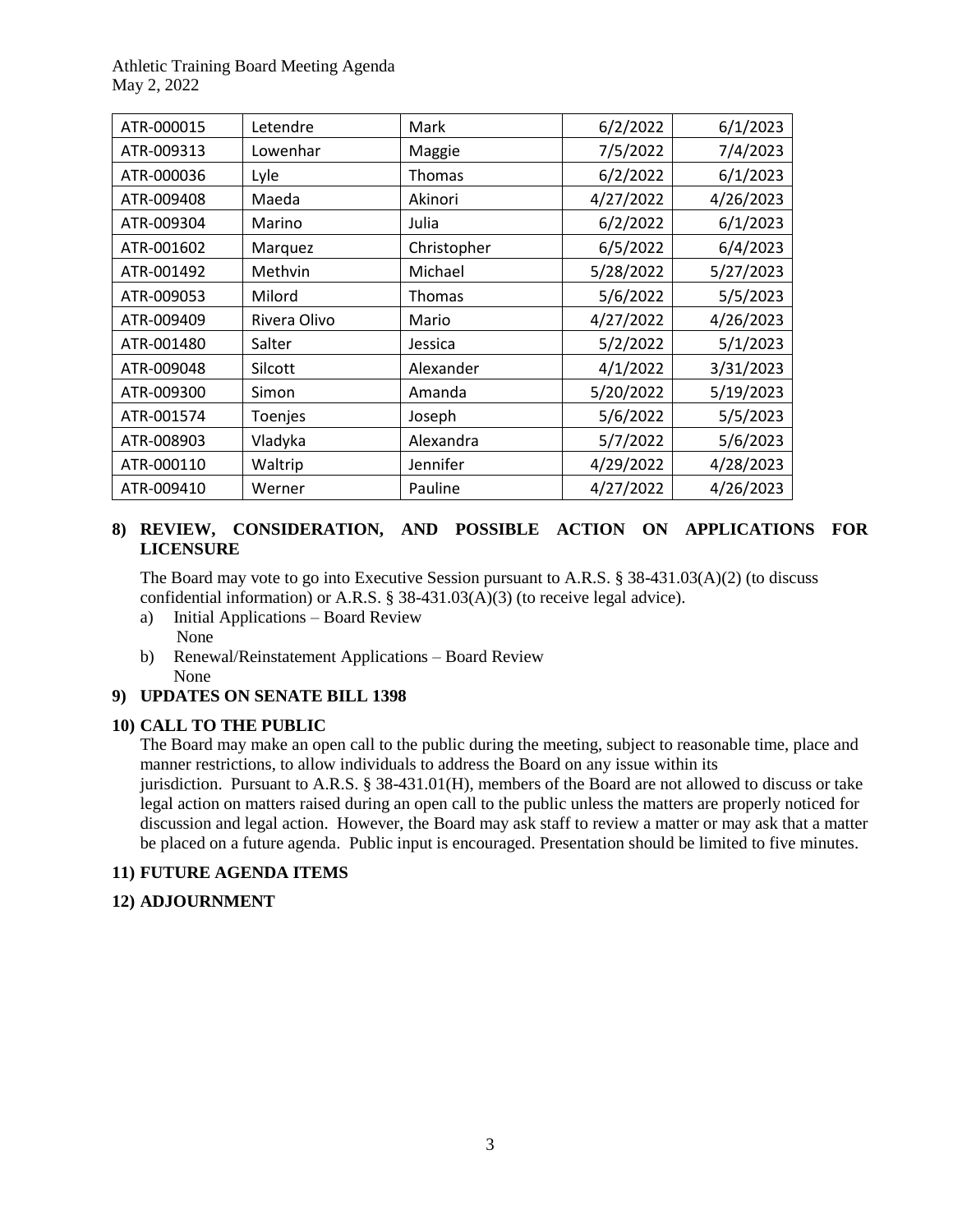| | | | | |
|---|---|---|---|---|
| ATR-000015 | Letendre | Mark | 6/2/2022 | 6/1/2023 |
| ATR-009313 | Lowenhar | Maggie | 7/5/2022 | 7/4/2023 |
| ATR-000036 | Lyle | Thomas | 6/2/2022 | 6/1/2023 |
| ATR-009408 | Maeda | Akinori | 4/27/2022 | 4/26/2023 |
| ATR-009304 | Marino | Julia | 6/2/2022 | 6/1/2023 |
| ATR-001602 | Marquez | Christopher | 6/5/2022 | 6/4/2023 |
| ATR-001492 | Methvin | Michael | 5/28/2022 | 5/27/2023 |
| ATR-009053 | Milord | Thomas | 5/6/2022 | 5/5/2023 |
| ATR-009409 | Rivera Olivo | Mario | 4/27/2022 | 4/26/2023 |
| ATR-001480 | Salter | Jessica | 5/2/2022 | 5/1/2023 |
| ATR-009048 | Silcott | Alexander | 4/1/2022 | 3/31/2023 |
| ATR-009300 | Simon | Amanda | 5/20/2022 | 5/19/2023 |
| ATR-001574 | Toenjes | Joseph | 5/6/2022 | 5/5/2023 |
| ATR-008903 | Vladyka | Alexandra | 5/7/2022 | 5/6/2023 |
| ATR-000110 | Waltrip | Jennifer | 4/29/2022 | 4/28/2023 |
| ATR-009410 | Werner | Pauline | 4/27/2022 | 4/26/2023 |

**8) REVIEW, CONSIDERATION, AND POSSIBLE ACTION ON APPLICATIONS FOR LICENSURE**

The Board may vote to go into Executive Session pursuant to A.R.S. § 38-431.03(A)(2) (to discuss confidential information) or A.R.S. § 38-431.03(A)(3) (to receive legal advice).

a) Initial Applications – Board Review
 None

b) Renewal/Reinstatement Applications – Board Review
 None

**9) UPDATES ON SENATE BILL 1398**

**10) CALL TO THE PUBLIC**

The Board may make an open call to the public during the meeting, subject to reasonable time, place and manner restrictions, to allow individuals to address the Board on any issue within its jurisdiction. Pursuant to A.R.S. § 38-431.01(H), members of the Board are not allowed to discuss or take legal action on matters raised during an open call to the public unless the matters are properly noticed for discussion and legal action. However, the Board may ask staff to review a matter or may ask that a matter be placed on a future agenda. Public input is encouraged. Presentation should be limited to five minutes.

**11) FUTURE AGENDA ITEMS**

**12) ADJOURNMENT**